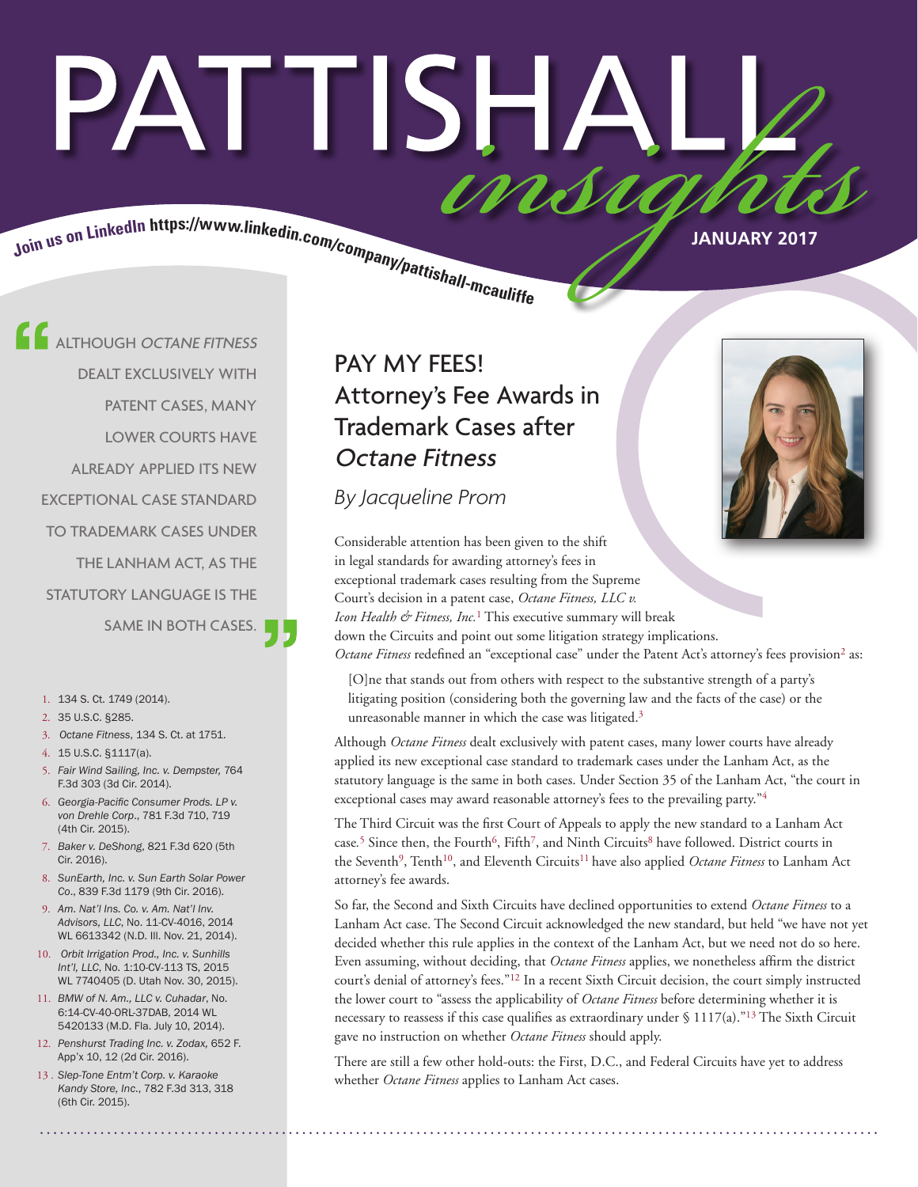# PATTISHALL *insights*

Join us on LinkedIn https://www.linkedin.com/company/pattishall-mcauliffe

JANUARY 2017

> "ALTHOUGH *OCTANE FITNESS* DEALT EXCLUSIVELY WITH PATENT CASES, MANY LOWER COURTS HAVE ALREADY APPLIED ITS NEW EXCEPTIONAL CASE STANDARD TO TRADEMARK CASES UNDER THE LANHAM ACT, AS THE STATUTORY LANGUAGE IS THE SAME IN BOTH CASES."

## PAY MY FEES! Attorney's Fee Awards in Trademark Cases after *Octane Fitness*

*By Jacqueline Prom*

Considerable attention has been given to the shift in legal standards for awarding attorney's fees in exceptional trademark cases resulting from the Supreme Court's decision in a patent case, *Octane Fitness, LLC v. Icon Health & Fitness, Inc.*[1] This executive summary will break down the Circuits and point out some litigation strategy implications. *Octane Fitness* redefined an "exceptional case" under the Patent Act's attorney's fees provision[2] as:

> [O]ne that stands out from others with respect to the substantive strength of a party's litigating position (considering both the governing law and the facts of the case) or the unreasonable manner in which the case was litigated.[3]

Although *Octane Fitness* dealt exclusively with patent cases, many lower courts have already applied its new exceptional case standard to trademark cases under the Lanham Act, as the statutory language is the same in both cases. Under Section 35 of the Lanham Act, "the court in exceptional cases may award reasonable attorney's fees to the prevailing party."[4]

The Third Circuit was the first Court of Appeals to apply the new standard to a Lanham Act case.[5] Since then, the Fourth[6], Fifth[7], and Ninth Circuits[8] have followed. District courts in the Seventh[9], Tenth[10], and Eleventh Circuits[11] have also applied *Octane Fitness* to Lanham Act attorney's fee awards.

So far, the Second and Sixth Circuits have declined opportunities to extend *Octane Fitness* to a Lanham Act case. The Second Circuit acknowledged the new standard, but held "we have not yet decided whether this rule applies in the context of the Lanham Act, but we need not do so here. Even assuming, without deciding, that *Octane Fitness* applies, we nonetheless affirm the district court's denial of attorney's fees."[12] In a recent Sixth Circuit decision, the court simply instructed the lower court to "assess the applicability of *Octane Fitness* before determining whether it is necessary to reassess if this case qualifies as extraordinary under § 1117(a)."[13] The Sixth Circuit gave no instruction on whether *Octane Fitness* should apply.

There are still a few other hold-outs: the First, D.C., and Federal Circuits have yet to address whether *Octane Fitness* applies to Lanham Act cases.

1. 134 S. Ct. 1749 (2014).
2. 35 U.S.C. §285.
3. *Octane Fitness*, 134 S. Ct. at 1751.
4. 15 U.S.C. §1117(a).
5. *Fair Wind Sailing, Inc. v. Dempster*, 764 F.3d 303 (3d Cir. 2014).
6. *Georgia-Pacific Consumer Prods. LP v. von Drehle Corp.*, 781 F.3d 710, 719 (4th Cir. 2015).
7. *Baker v. DeShong*, 821 F.3d 620 (5th Cir. 2016).
8. *SunEarth, Inc. v. Sun Earth Solar Power Co.*, 839 F.3d 1179 (9th Cir. 2016).
9. *Am. Nat'l Ins. Co. v. Am. Nat'l Inv. Advisors, LLC*, No. 11-CV-4016, 2014 WL 6613342 (N.D. Ill. Nov. 21, 2014).
10. *Orbit Irrigation Prod., Inc. v. Sunhills Int'l, LLC*, No. 1:10-CV-113 TS, 2015 WL 7740405 (D. Utah Nov. 30, 2015).
11. *BMW of N. Am., LLC v. Cuhadar*, No. 6:14-CV-40-ORL-37DAB, 2014 WL 5420133 (M.D. Fla. July 10, 2014).
12. *Penshurst Trading Inc. v. Zodax*, 652 F. App'x 10, 12 (2d Cir. 2016).
13. *Slep-Tone Entm't Corp. v. Karaoke Kandy Store, Inc.*, 782 F.3d 313, 318 (6th Cir. 2015).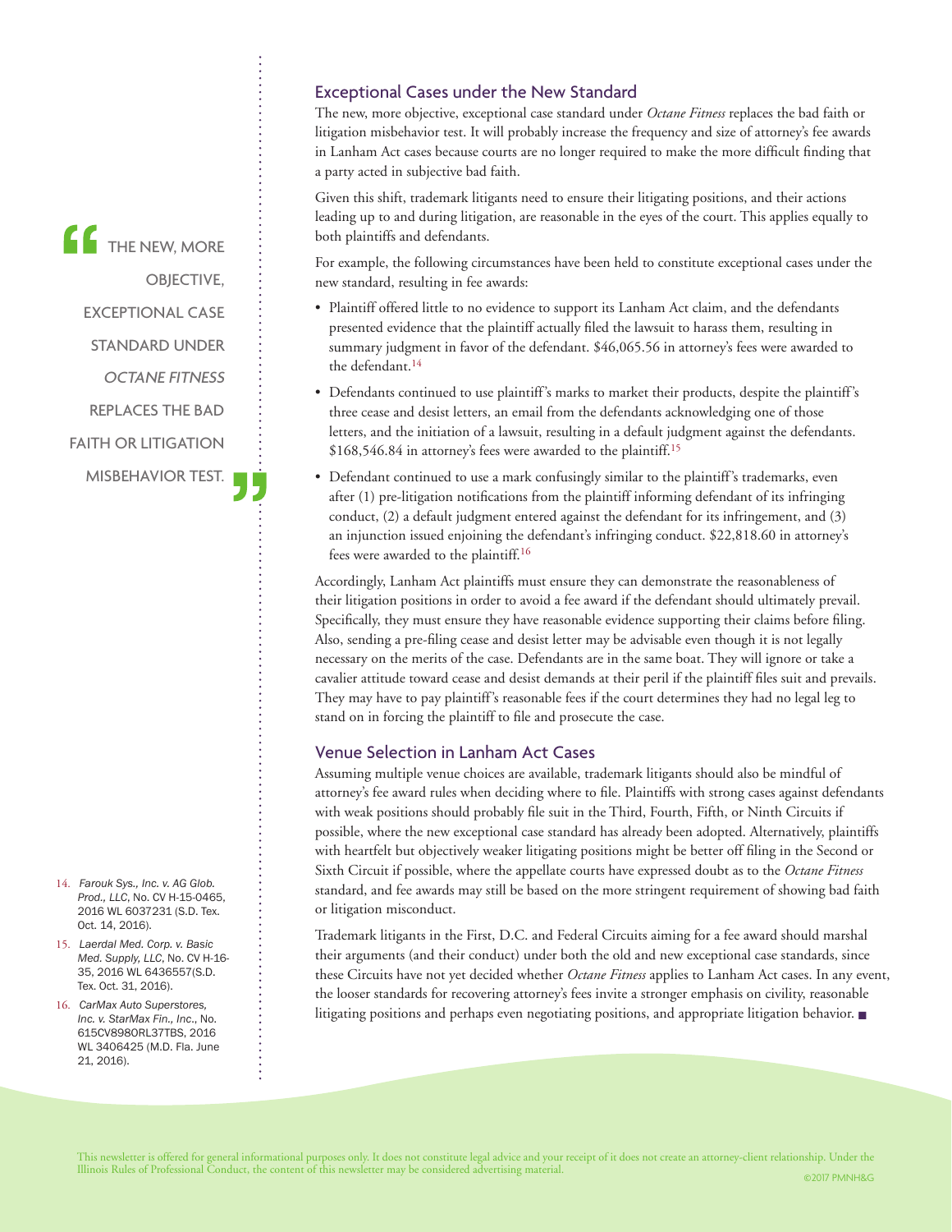## Exceptional Cases under the New Standard

The new, more objective, exceptional case standard under *Octane Fitness* replaces the bad faith or litigation misbehavior test. It will probably increase the frequency and size of attorney's fee awards in Lanham Act cases because courts are no longer required to make the more difficult finding that a party acted in subjective bad faith.

Given this shift, trademark litigants need to ensure their litigating positions, and their actions leading up to and during litigation, are reasonable in the eyes of the court. This applies equally to both plaintiffs and defendants.

> "THE NEW, MORE OBJECTIVE, EXCEPTIONAL CASE STANDARD UNDER *OCTANE FITNESS* REPLACES THE BAD FAITH OR LITIGATION MISBEHAVIOR TEST."

For example, the following circumstances have been held to constitute exceptional cases under the new standard, resulting in fee awards:

- Plaintiff offered little to no evidence to support its Lanham Act claim, and the defendants presented evidence that the plaintiff actually filed the lawsuit to harass them, resulting in summary judgment in favor of the defendant. $46,065.56 in attorney's fees were awarded to the defendant.[14]
- Defendants continued to use plaintiff's marks to market their products, despite the plaintiff's three cease and desist letters, an email from the defendants acknowledging one of those letters, and the initiation of a lawsuit, resulting in a default judgment against the defendants. $168,546.84 in attorney's fees were awarded to the plaintiff.[15]
- Defendant continued to use a mark confusingly similar to the plaintiff's trademarks, even after (1) pre-litigation notifications from the plaintiff informing defendant of its infringing conduct, (2) a default judgment entered against the defendant for its infringement, and (3) an injunction issued enjoining the defendant's infringing conduct. $22,818.60 in attorney's fees were awarded to the plaintiff.[16]

Accordingly, Lanham Act plaintiffs must ensure they can demonstrate the reasonableness of their litigation positions in order to avoid a fee award if the defendant should ultimately prevail. Specifically, they must ensure they have reasonable evidence supporting their claims before filing. Also, sending a pre-filing cease and desist letter may be advisable even though it is not legally necessary on the merits of the case. Defendants are in the same boat. They will ignore or take a cavalier attitude toward cease and desist demands at their peril if the plaintiff files suit and prevails. They may have to pay plaintiff's reasonable fees if the court determines they had no legal leg to stand on in forcing the plaintiff to file and prosecute the case.

## Venue Selection in Lanham Act Cases

Assuming multiple venue choices are available, trademark litigants should also be mindful of attorney's fee award rules when deciding where to file. Plaintiffs with strong cases against defendants with weak positions should probably file suit in the Third, Fourth, Fifth, or Ninth Circuits if possible, where the new exceptional case standard has already been adopted. Alternatively, plaintiffs with heartfelt but objectively weaker litigating positions might be better off filing in the Second or Sixth Circuit if possible, where the appellate courts have expressed doubt as to the *Octane Fitness* standard, and fee awards may still be based on the more stringent requirement of showing bad faith or litigation misconduct.

Trademark litigants in the First, D.C. and Federal Circuits aiming for a fee award should marshal their arguments (and their conduct) under both the old and new exceptional case standards, since these Circuits have not yet decided whether *Octane Fitness* applies to Lanham Act cases. In any event, the looser standards for recovering attorney's fees invite a stronger emphasis on civility, reasonable litigating positions and perhaps even negotiating positions, and appropriate litigation behavior. ■

14. *Farouk Sys., Inc. v. AG Glob. Prod., LLC*, No. CV H-15-0465, 2016 WL 6037231 (S.D. Tex. Oct. 14, 2016).
15. *Laerdal Med. Corp. v. Basic Med. Supply, LLC*, No. CV H-16-35, 2016 WL 6436557(S.D. Tex. Oct. 31, 2016).
16. *CarMax Auto Superstores, Inc. v. StarMax Fin., Inc*., No. 615CV898ORL37TBS, 2016 WL 3406425 (M.D. Fla. June 21, 2016).

This newsletter is offered for general informational purposes only. It does not constitute legal advice and your receipt of it does not create an attorney-client relationship. Under the Illinois Rules of Professional Conduct, the content of this newsletter may be considered advertising material.

©2017 PMNH&G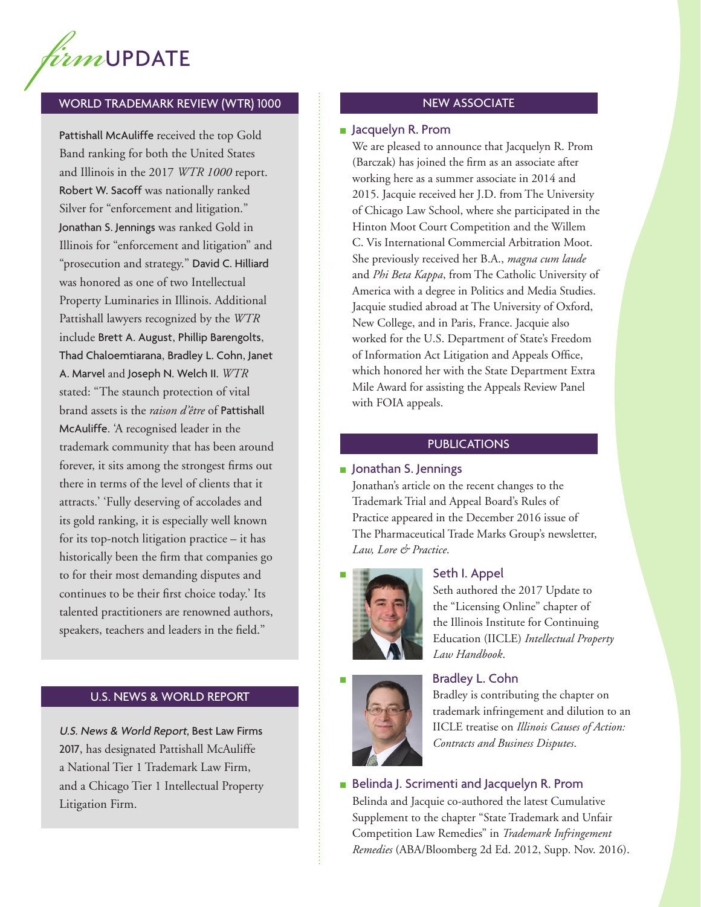# *firm*UPDATE

## WORLD TRADEMARK REVIEW (WTR) 1000

Pattishall McAuliffe received the top Gold Band ranking for both the United States and Illinois in the 2017 *WTR 1000* report. Robert W. Sacoff was nationally ranked Silver for "enforcement and litigation." Jonathan S. Jennings was ranked Gold in Illinois for "enforcement and litigation" and "prosecution and strategy." David C. Hilliard was honored as one of two Intellectual Property Luminaries in Illinois. Additional Pattishall lawyers recognized by the *WTR* include Brett A. August, Phillip Barengolts, Thad Chaloemtiarana, Bradley L. Cohn, Janet A. Marvel and Joseph N. Welch II. *WTR* stated: "The staunch protection of vital brand assets is the *raison d'être* of Pattishall McAuliffe. 'A recognised leader in the trademark community that has been around forever, it sits among the strongest firms out there in terms of the level of clients that it attracts.' 'Fully deserving of accolades and its gold ranking, it is especially well known for its top-notch litigation practice – it has historically been the firm that companies go to for their most demanding disputes and continues to be their first choice today.' Its talented practitioners are renowned authors, speakers, teachers and leaders in the field."

## U.S. NEWS & WORLD REPORT

*U.S. News & World Report*, Best Law Firms 2017, has designated Pattishall McAuliffe a National Tier 1 Trademark Law Firm, and a Chicago Tier 1 Intellectual Property Litigation Firm.

## NEW ASSOCIATE

### Jacquelyn R. Prom

We are pleased to announce that Jacquelyn R. Prom (Barczak) has joined the firm as an associate after working here as a summer associate in 2014 and 2015. Jacquie received her J.D. from The University of Chicago Law School, where she participated in the Hinton Moot Court Competition and the Willem C. Vis International Commercial Arbitration Moot. She previously received her B.A., *magna cum laude* and *Phi Beta Kappa*, from The Catholic University of America with a degree in Politics and Media Studies. Jacquie studied abroad at The University of Oxford, New College, and in Paris, France. Jacquie also worked for the U.S. Department of State's Freedom of Information Act Litigation and Appeals Office, which honored her with the State Department Extra Mile Award for assisting the Appeals Review Panel with FOIA appeals.

## PUBLICATIONS

### Jonathan S. Jennings

Jonathan's article on the recent changes to the Trademark Trial and Appeal Board's Rules of Practice appeared in the December 2016 issue of The Pharmaceutical Trade Marks Group's newsletter, *Law, Lore & Practice*.

### Seth I. Appel

Seth authored the 2017 Update to the "Licensing Online" chapter of the Illinois Institute for Continuing Education (IICLE) *Intellectual Property Law Handbook*.

### Bradley L. Cohn

Bradley is contributing the chapter on trademark infringement and dilution to an IICLE treatise on *Illinois Causes of Action: Contracts and Business Disputes*.

### Belinda J. Scrimenti and Jacquelyn R. Prom

Belinda and Jacquie co-authored the latest Cumulative Supplement to the chapter "State Trademark and Unfair Competition Law Remedies" in *Trademark Infringement Remedies* (ABA/Bloomberg 2d Ed. 2012, Supp. Nov. 2016).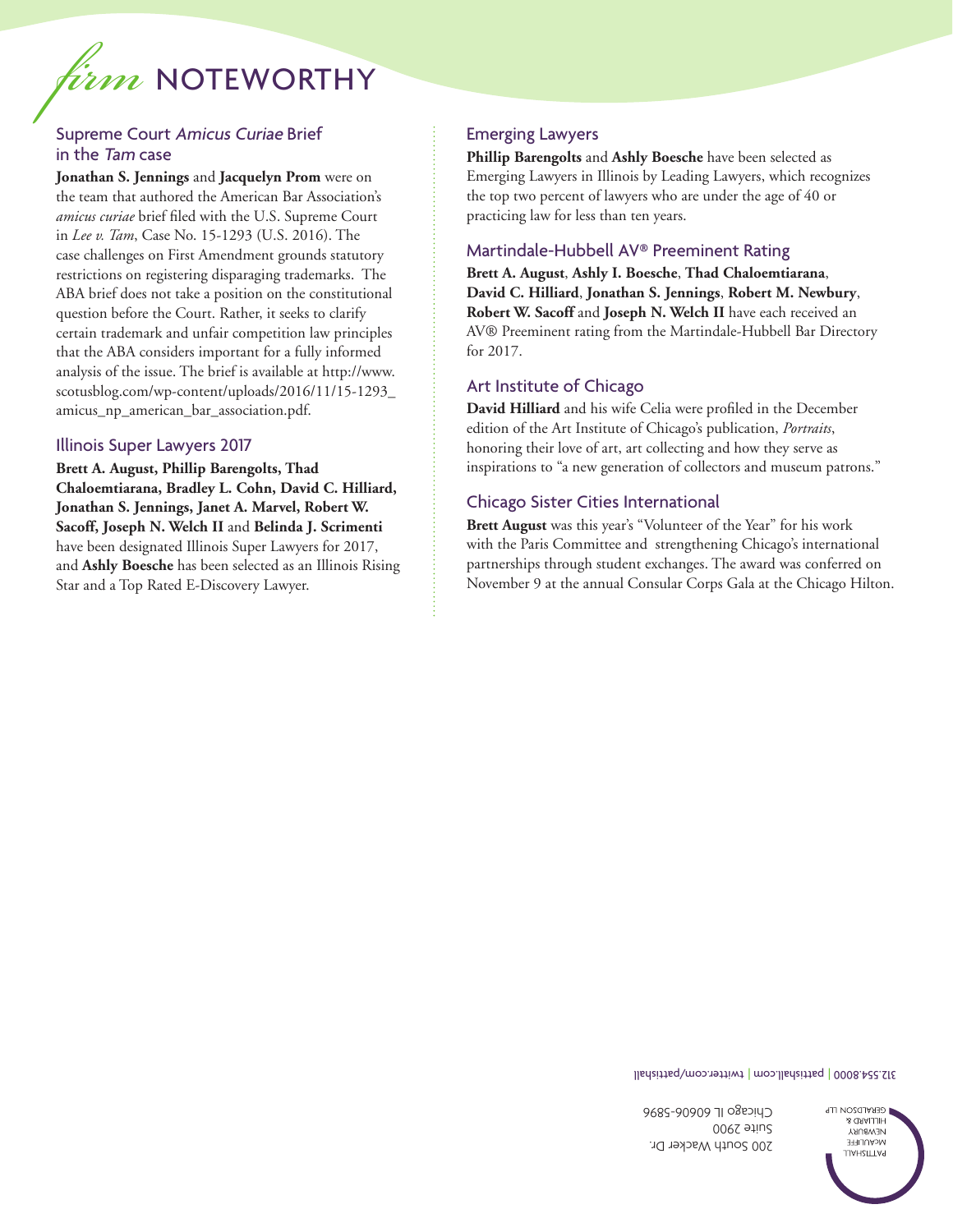# *firm* NOTEWORTHY

## Supreme Court *Amicus Curiae* Brief in the *Tam* case

**Jonathan S. Jennings** and **Jacquelyn Prom** were on the team that authored the American Bar Association's *amicus curiae* brief filed with the U.S. Supreme Court in *Lee v. Tam*, Case No. 15-1293 (U.S. 2016). The case challenges on First Amendment grounds statutory restrictions on registering disparaging trademarks. The ABA brief does not take a position on the constitutional question before the Court. Rather, it seeks to clarify certain trademark and unfair competition law principles that the ABA considers important for a fully informed analysis of the issue. The brief is available at http://www.scotusblog.com/wp-content/uploads/2016/11/15-1293_amicus_np_american_bar_association.pdf.

## Illinois Super Lawyers 2017

**Brett A. August, Phillip Barengolts, Thad Chaloemtiarana, Bradley L. Cohn, David C. Hilliard, Jonathan S. Jennings, Janet A. Marvel, Robert W. Sacoff, Joseph N. Welch II** and **Belinda J. Scrimenti** have been designated Illinois Super Lawyers for 2017, and **Ashly Boesche** has been selected as an Illinois Rising Star and a Top Rated E-Discovery Lawyer.

## Emerging Lawyers

**Phillip Barengolts** and **Ashly Boesche** have been selected as Emerging Lawyers in Illinois by Leading Lawyers, which recognizes the top two percent of lawyers who are under the age of 40 or practicing law for less than ten years.

## Martindale-Hubbell AV® Preeminent Rating

**Brett A. August**, **Ashly I. Boesche**, **Thad Chaloemtiarana**, **David C. Hilliard**, **Jonathan S. Jennings**, **Robert M. Newbury**, **Robert W. Sacoff** and **Joseph N. Welch II** have each received an AV® Preeminent rating from the Martindale-Hubbell Bar Directory for 2017.

## Art Institute of Chicago

**David Hilliard** and his wife Celia were profiled in the December edition of the Art Institute of Chicago's publication, *Portraits*, honoring their love of art, art collecting and how they serve as inspirations to "a new generation of collectors and museum patrons."

## Chicago Sister Cities International

**Brett August** was this year's "Volunteer of the Year" for his work with the Paris Committee and strengthening Chicago's international partnerships through student exchanges. The award was conferred on November 9 at the annual Consular Corps Gala at the Chicago Hilton.

312.554.8000 | pattishall.com | twitter.com/pattishall

PATTISHALL McAULIFFE NEWBURY HILLIARD & GERALDSON LLP

200 South Wacker Dr.
Suite 2900
Chicago IL 60606-5896